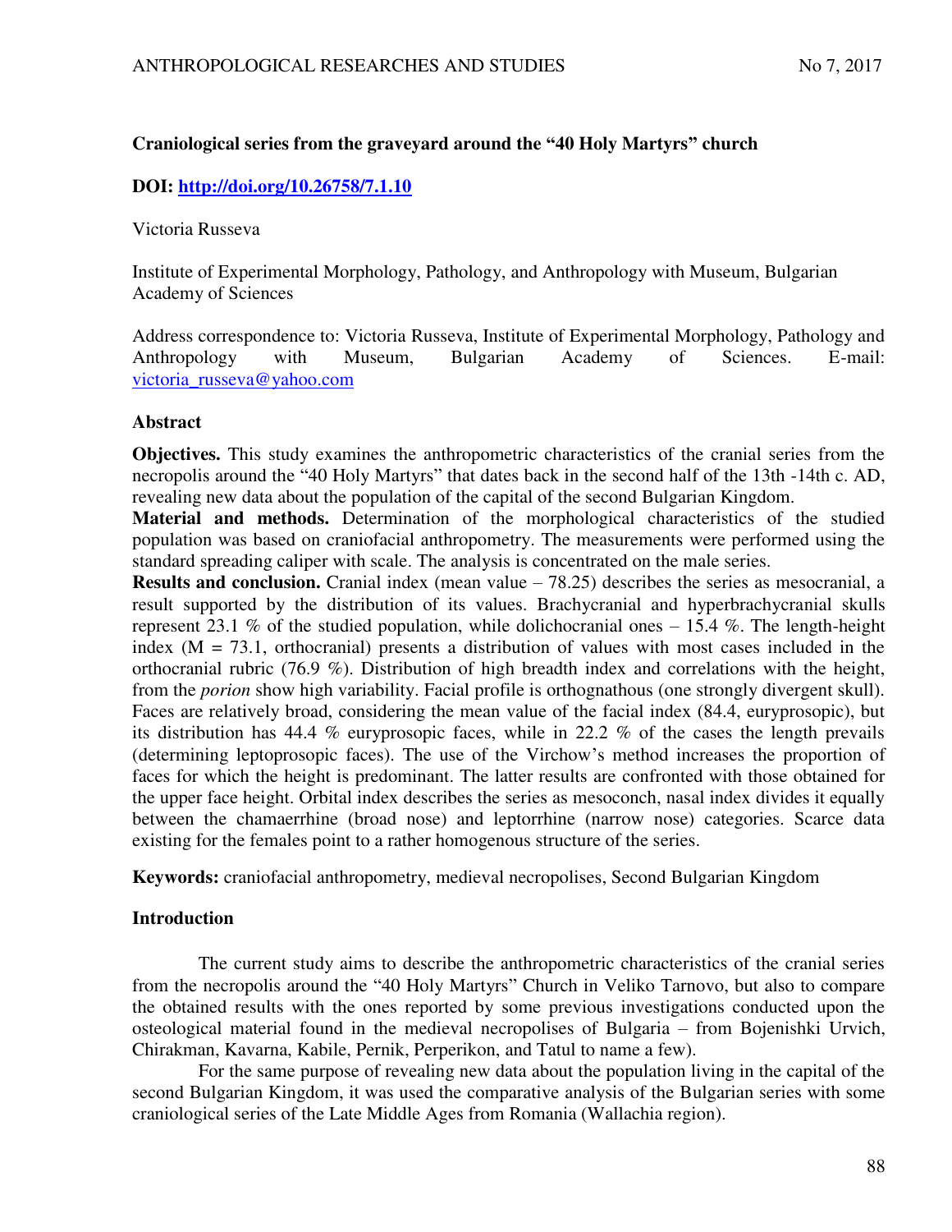# Craniological series from the graveyard around the "40 Holy Martyrs" church

**DOI: http://doi.org/10.26758/7.1.10**

Victoria Russeva

Institute of Experimental Morphology, Pathology, and Anthropology with Museum, Bulgarian Academy of Sciences

Address correspondence to: Victoria Russeva, Institute of Experimental Morphology, Pathology and Anthropology with Museum, Bulgarian Academy of Sciences. E-mail: victoria_russeva@yahoo.com

## Abstract

**Objectives.** This study examines the anthropometric characteristics of the cranial series from the necropolis around the "40 Holy Martyrs" that dates back in the second half of the 13th -14th c. AD, revealing new data about the population of the capital of the second Bulgarian Kingdom.

**Material and methods.** Determination of the morphological characteristics of the studied population was based on craniofacial anthropometry. The measurements were performed using the standard spreading caliper with scale. The analysis is concentrated on the male series.

**Results and conclusion.** Cranial index (mean value – 78.25) describes the series as mesocranial, a result supported by the distribution of its values. Brachycranial and hyperbrachycranial skulls represent 23.1 % of the studied population, while dolichocranial ones – 15.4 %. The length-height index (M = 73.1, orthocranial) presents a distribution of values with most cases included in the orthocranial rubric (76.9 %). Distribution of high breadth index and correlations with the height, from the *porion* show high variability. Facial profile is orthognathous (one strongly divergent skull). Faces are relatively broad, considering the mean value of the facial index (84.4, euryprosopic), but its distribution has 44.4 % euryprosopic faces, while in 22.2 % of the cases the length prevails (determining leptoprosopic faces). The use of the Virchow's method increases the proportion of faces for which the height is predominant. The latter results are confronted with those obtained for the upper face height. Orbital index describes the series as mesoconch, nasal index divides it equally between the chamaerrhine (broad nose) and leptorrhine (narrow nose) categories. Scarce data existing for the females point to a rather homogenous structure of the series.

**Keywords:** craniofacial anthropometry, medieval necropolises, Second Bulgarian Kingdom

## Introduction

The current study aims to describe the anthropometric characteristics of the cranial series from the necropolis around the "40 Holy Martyrs" Church in Veliko Tarnovo, but also to compare the obtained results with the ones reported by some previous investigations conducted upon the osteological material found in the medieval necropolises of Bulgaria – from Bojenishki Urvich, Chirakman, Kavarna, Kabile, Pernik, Perperikon, and Tatul to name a few).

For the same purpose of revealing new data about the population living in the capital of the second Bulgarian Kingdom, it was used the comparative analysis of the Bulgarian series with some craniological series of the Late Middle Ages from Romania (Wallachia region).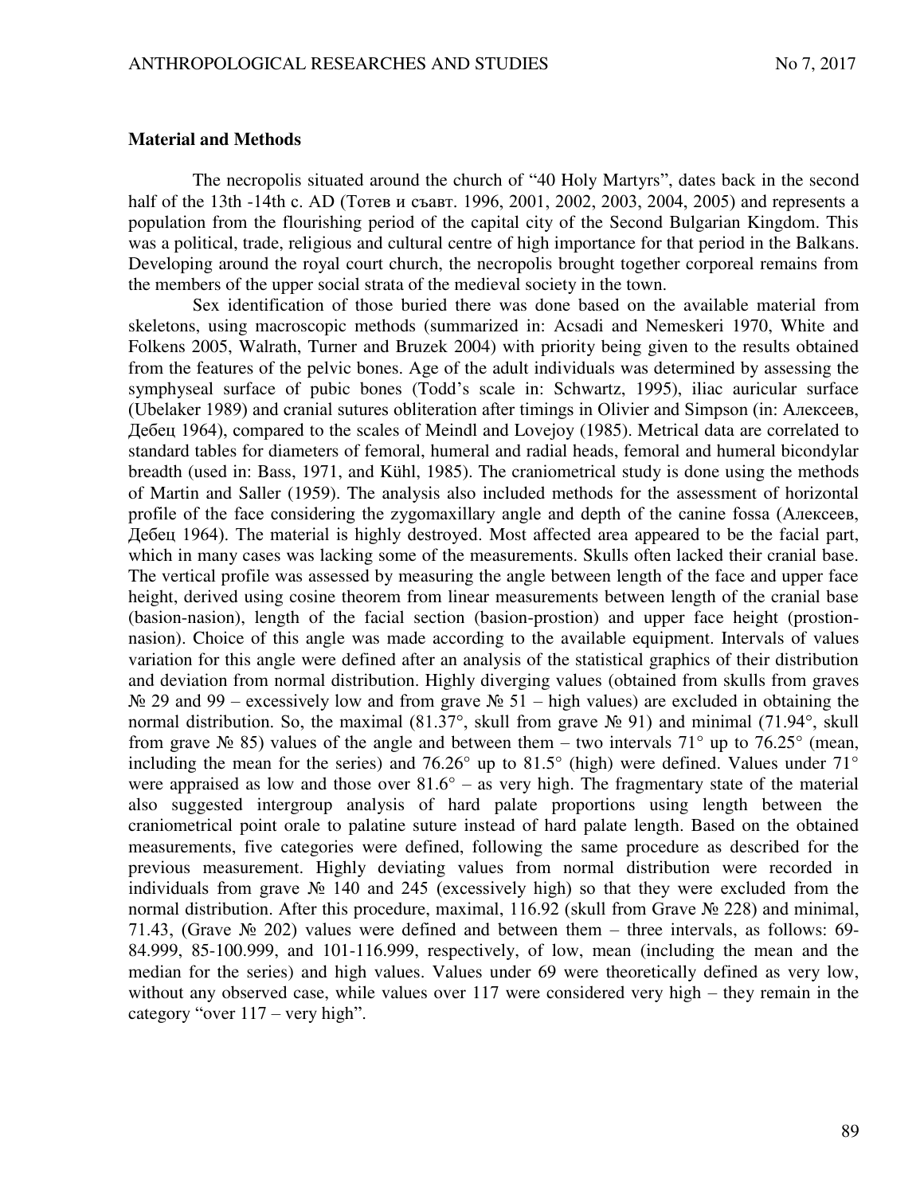## Material and Methods

The necropolis situated around the church of "40 Holy Martyrs", dates back in the second half of the 13th -14th c. AD (Тотев и съавт. 1996, 2001, 2002, 2003, 2004, 2005) and represents a population from the flourishing period of the capital city of the Second Bulgarian Kingdom. This was a political, trade, religious and cultural centre of high importance for that period in the Balkans. Developing around the royal court church, the necropolis brought together corporeal remains from the members of the upper social strata of the medieval society in the town.

Sex identification of those buried there was done based on the available material from skeletons, using macroscopic methods (summarized in: Acsadi and Nemeskeri 1970, White and Folkens 2005, Walrath, Turner and Bruzek 2004) with priority being given to the results obtained from the features of the pelvic bones. Age of the adult individuals was determined by assessing the symphyseal surface of pubic bones (Todd's scale in: Schwartz, 1995), iliac auricular surface (Ubelaker 1989) and cranial sutures obliteration after timings in Olivier and Simpson (in: Алексеев, Дебец 1964), compared to the scales of Meindl and Lovejoy (1985). Metrical data are correlated to standard tables for diameters of femoral, humeral and radial heads, femoral and humeral bicondylar breadth (used in: Bass, 1971, and Kühl, 1985). The craniometrical study is done using the methods of Martin and Saller (1959). The analysis also included methods for the assessment of horizontal profile of the face considering the zygomaxillary angle and depth of the canine fossa (Алексеев, Дебец 1964). The material is highly destroyed. Most affected area appeared to be the facial part, which in many cases was lacking some of the measurements. Skulls often lacked their cranial base. The vertical profile was assessed by measuring the angle between length of the face and upper face height, derived using cosine theorem from linear measurements between length of the cranial base (basion-nasion), length of the facial section (basion-prostion) and upper face height (prostion-nasion). Choice of this angle was made according to the available equipment. Intervals of values variation for this angle were defined after an analysis of the statistical graphics of their distribution and deviation from normal distribution. Highly diverging values (obtained from skulls from graves № 29 and 99 – excessively low and from grave № 51 – high values) are excluded in obtaining the normal distribution. So, the maximal (81.37°, skull from grave № 91) and minimal (71.94°, skull from grave № 85) values of the angle and between them – two intervals 71° up to 76.25° (mean, including the mean for the series) and 76.26° up to 81.5° (high) were defined. Values under 71° were appraised as low and those over 81.6° – as very high. The fragmentary state of the material also suggested intergroup analysis of hard palate proportions using length between the craniometrical point orale to palatine suture instead of hard palate length. Based on the obtained measurements, five categories were defined, following the same procedure as described for the previous measurement. Highly deviating values from normal distribution were recorded in individuals from grave № 140 and 245 (excessively high) so that they were excluded from the normal distribution. After this procedure, maximal, 116.92 (skull from Grave № 228) and minimal, 71.43, (Grave № 202) values were defined and between them – three intervals, as follows: 69-84.999, 85-100.999, and 101-116.999, respectively, of low, mean (including the mean and the median for the series) and high values. Values under 69 were theoretically defined as very low, without any observed case, while values over 117 were considered very high – they remain in the category "over 117 – very high".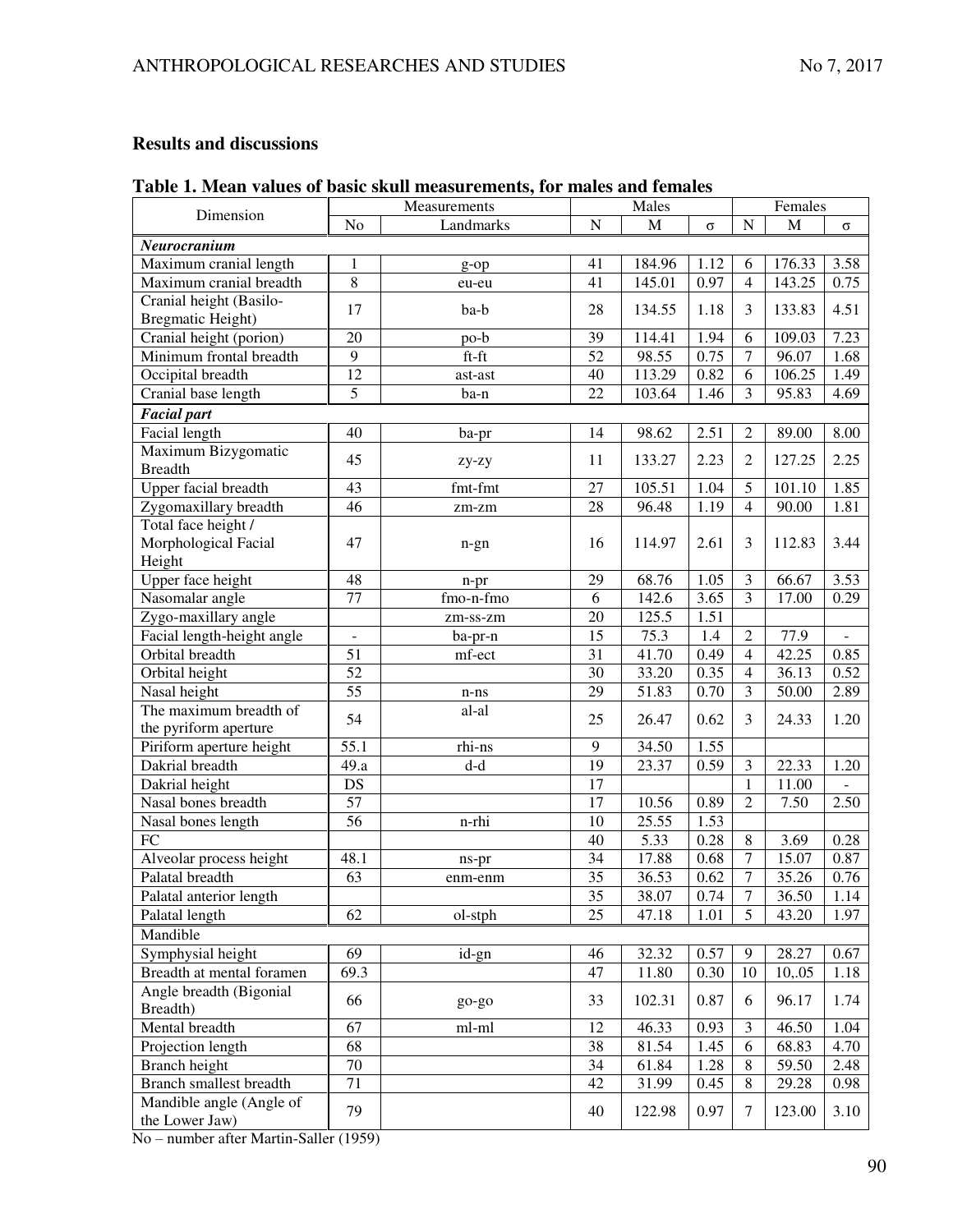## Results and discussions

**Table 1. Mean values of basic skull measurements, for males and females**

| Dimension | Measurements | | Males | | | Females | | |
|---|---|---|---|---|---|---|---|---|
| | No | Landmarks | N | M | σ | N | M | σ |
| ***Neurocranium*** | | | | | | | | |
| Maximum cranial length | 1 | g-op | 41 | 184.96 | 1.12 | 6 | 176.33 | 3.58 |
| Maximum cranial breadth | 8 | eu-eu | 41 | 145.01 | 0.97 | 4 | 143.25 | 0.75 |
| Cranial height (Basilo-Bregmatic Height) | 17 | ba-b | 28 | 134.55 | 1.18 | 3 | 133.83 | 4.51 |
| Cranial height (porion) | 20 | po-b | 39 | 114.41 | 1.94 | 6 | 109.03 | 7.23 |
| Minimum frontal breadth | 9 | ft-ft | 52 | 98.55 | 0.75 | 7 | 96.07 | 1.68 |
| Occipital breadth | 12 | ast-ast | 40 | 113.29 | 0.82 | 6 | 106.25 | 1.49 |
| Cranial base length | 5 | ba-n | 22 | 103.64 | 1.46 | 3 | 95.83 | 4.69 |
| ***Facial part*** | | | | | | | | |
| Facial length | 40 | ba-pr | 14 | 98.62 | 2.51 | 2 | 89.00 | 8.00 |
| Maximum Bizygomatic Breadth | 45 | zy-zy | 11 | 133.27 | 2.23 | 2 | 127.25 | 2.25 |
| Upper facial breadth | 43 | fmt-fmt | 27 | 105.51 | 1.04 | 5 | 101.10 | 1.85 |
| Zygomaxillary breadth | 46 | zm-zm | 28 | 96.48 | 1.19 | 4 | 90.00 | 1.81 |
| Total face height / Morphological Facial Height | 47 | n-gn | 16 | 114.97 | 2.61 | 3 | 112.83 | 3.44 |
| Upper face height | 48 | n-pr | 29 | 68.76 | 1.05 | 3 | 66.67 | 3.53 |
| Nasomalar angle | 77 | fmo-n-fmo | 6 | 142.6 | 3.65 | 3 | 17.00 | 0.29 |
| Zygo-maxillary angle | | zm-ss-zm | 20 | 125.5 | 1.51 | | | |
| Facial length-height angle | - | ba-pr-n | 15 | 75.3 | 1.4 | 2 | 77.9 | - |
| Orbital breadth | 51 | mf-ect | 31 | 41.70 | 0.49 | 4 | 42.25 | 0.85 |
| Orbital height | 52 | | 30 | 33.20 | 0.35 | 4 | 36.13 | 0.52 |
| Nasal height | 55 | n-ns | 29 | 51.83 | 0.70 | 3 | 50.00 | 2.89 |
| The maximum breadth of the pyriform aperture | 54 | al-al | 25 | 26.47 | 0.62 | 3 | 24.33 | 1.20 |
| Piriform aperture height | 55.1 | rhi-ns | 9 | 34.50 | 1.55 | | | |
| Dakrial breadth | 49.a | d-d | 19 | 23.37 | 0.59 | 3 | 22.33 | 1.20 |
| Dakrial height | DS | | 17 | | | 1 | 11.00 | - |
| Nasal bones breadth | 57 | | 17 | 10.56 | 0.89 | 2 | 7.50 | 2.50 |
| Nasal bones length | 56 | n-rhi | 10 | 25.55 | 1.53 | | | |
| FC | | | 40 | 5.33 | 0.28 | 8 | 3.69 | 0.28 |
| Alveolar process height | 48.1 | ns-pr | 34 | 17.88 | 0.68 | 7 | 15.07 | 0.87 |
| Palatal breadth | 63 | enm-enm | 35 | 36.53 | 0.62 | 7 | 35.26 | 0.76 |
| Palatal anterior length | | | 35 | 38.07 | 0.74 | 7 | 36.50 | 1.14 |
| Palatal length | 62 | ol-stph | 25 | 47.18 | 1.01 | 5 | 43.20 | 1.97 |
| Mandible | | | | | | | | |
| Symphysial height | 69 | id-gn | 46 | 32.32 | 0.57 | 9 | 28.27 | 0.67 |
| Breadth at mental foramen | 69.3 | | 47 | 11.80 | 0.30 | 10 | 10,.05 | 1.18 |
| Angle breadth (Bigonial Breadth) | 66 | go-go | 33 | 102.31 | 0.87 | 6 | 96.17 | 1.74 |
| Mental breadth | 67 | ml-ml | 12 | 46.33 | 0.93 | 3 | 46.50 | 1.04 |
| Projection length | 68 | | 38 | 81.54 | 1.45 | 6 | 68.83 | 4.70 |
| Branch height | 70 | | 34 | 61.84 | 1.28 | 8 | 59.50 | 2.48 |
| Branch smallest breadth | 71 | | 42 | 31.99 | 0.45 | 8 | 29.28 | 0.98 |
| Mandible angle (Angle of the Lower Jaw) | 79 | | 40 | 122.98 | 0.97 | 7 | 123.00 | 3.10 |

No – number after Martin-Saller (1959)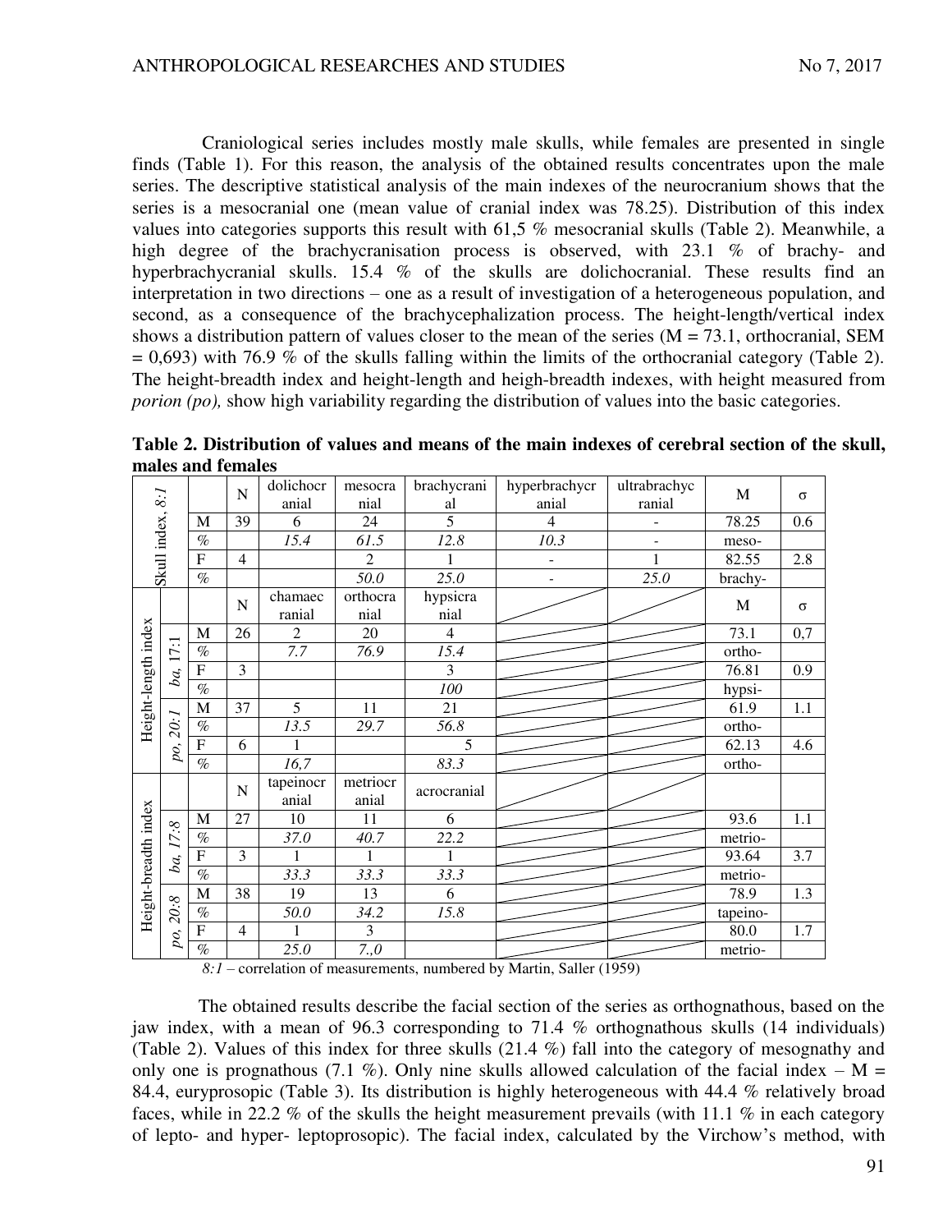Craniological series includes mostly male skulls, while females are presented in single finds (Table 1). For this reason, the analysis of the obtained results concentrates upon the male series. The descriptive statistical analysis of the main indexes of the neurocranium shows that the series is a mesocranial one (mean value of cranial index was 78.25). Distribution of this index values into categories supports this result with 61,5 % mesocranial skulls (Table 2). Meanwhile, a high degree of the brachycranisation process is observed, with 23.1 % of brachy- and hyperbrachycranial skulls. 15.4 % of the skulls are dolichocranial. These results find an interpretation in two directions – one as a result of investigation of a heterogeneous population, and second, as a consequence of the brachycephalization process. The height-length/vertical index shows a distribution pattern of values closer to the mean of the series (M = 73.1, orthocranial, SEM = 0,693) with 76.9 % of the skulls falling within the limits of the orthocranial category (Table 2). The height-breadth index and height-length and heigh-breadth indexes, with height measured from *porion (po),* show high variability regarding the distribution of values into the basic categories.

**Table 2. Distribution of values and means of the main indexes of cerebral section of the skull, males and females**

| | | | N | dolichocranial | mesocranial | brachycranial | hyperbrachycranial | ultrabrachycranial | M | σ |
|---|---|---|---|---|---|---|---|---|---|---|
| Skull index, *8:1* | | M | 39 | 6 | 24 | 5 | 4 | - | 78.25 | 0.6 |
| | | % | | *15.4* | *61.5* | *12.8* | *10.3* | - | meso- | |
| | | F | 4 | | 2 | 1 | - | 1 | 82.55 | 2.8 |
| | | % | | | *50.0* | *25.0* | - | *25.0* | brachy- | |
| Height-length index | | | N | chamaecranial | orthocranial | hypsicranial | | | M | σ |
| | *ba, 17:1* | M | 26 | 2 | 20 | 4 | | | 73.1 | 0,7 |
| | | % | | *7.7* | *76.9* | *15.4* | | | ortho- | |
| | | F | 3 | | | 3 | | | 76.81 | 0.9 |
| | | % | | | | *100* | | | hypsi- | |
| | *po, 20:1* | M | 37 | 5 | 11 | 21 | | | 61.9 | 1.1 |
| | | % | | *13.5* | *29.7* | *56.8* | | | ortho- | |
| | | F | 6 | 1 | | 5 | | | 62.13 | 4.6 |
| | | % | | *16,7* | | *83.3* | | | ortho- | |
| Height-breadth index | | | N | tapeinocranial | metriocranial | acrocranial | | | | |
| | *ba, 17:8* | M | 27 | 10 | 11 | 6 | | | 93.6 | 1.1 |
| | | % | | *37.0* | *40.7* | *22.2* | | | metrio- | |
| | | F | 3 | 1 | 1 | 1 | | | 93.64 | 3.7 |
| | | % | | *33.3* | *33.3* | *33.3* | | | metrio- | |
| | *po, 20:8* | M | 38 | 19 | 13 | 6 | | | 78.9 | 1.3 |
| | | % | | *50.0* | *34.2* | *15.8* | | | tapeino- | |
| | | F | 4 | 1 | 3 | | | | 80.0 | 1.7 |
| | | % | | *25.0* | *7.,0* | | | | metrio- | |

*8:1* – correlation of measurements, numbered by Martin, Saller (1959)

The obtained results describe the facial section of the series as orthognathous, based on the jaw index, with a mean of 96.3 corresponding to 71.4 % orthognathous skulls (14 individuals) (Table 2). Values of this index for three skulls (21.4 %) fall into the category of mesognathy and only one is prognathous (7.1 %). Only nine skulls allowed calculation of the facial index – M = 84.4, euryprosopic (Table 3). Its distribution is highly heterogeneous with 44.4 % relatively broad faces, while in 22.2 % of the skulls the height measurement prevails (with 11.1 % in each category of lepto- and hyper- leptoprosopic). The facial index, calculated by the Virchow's method, with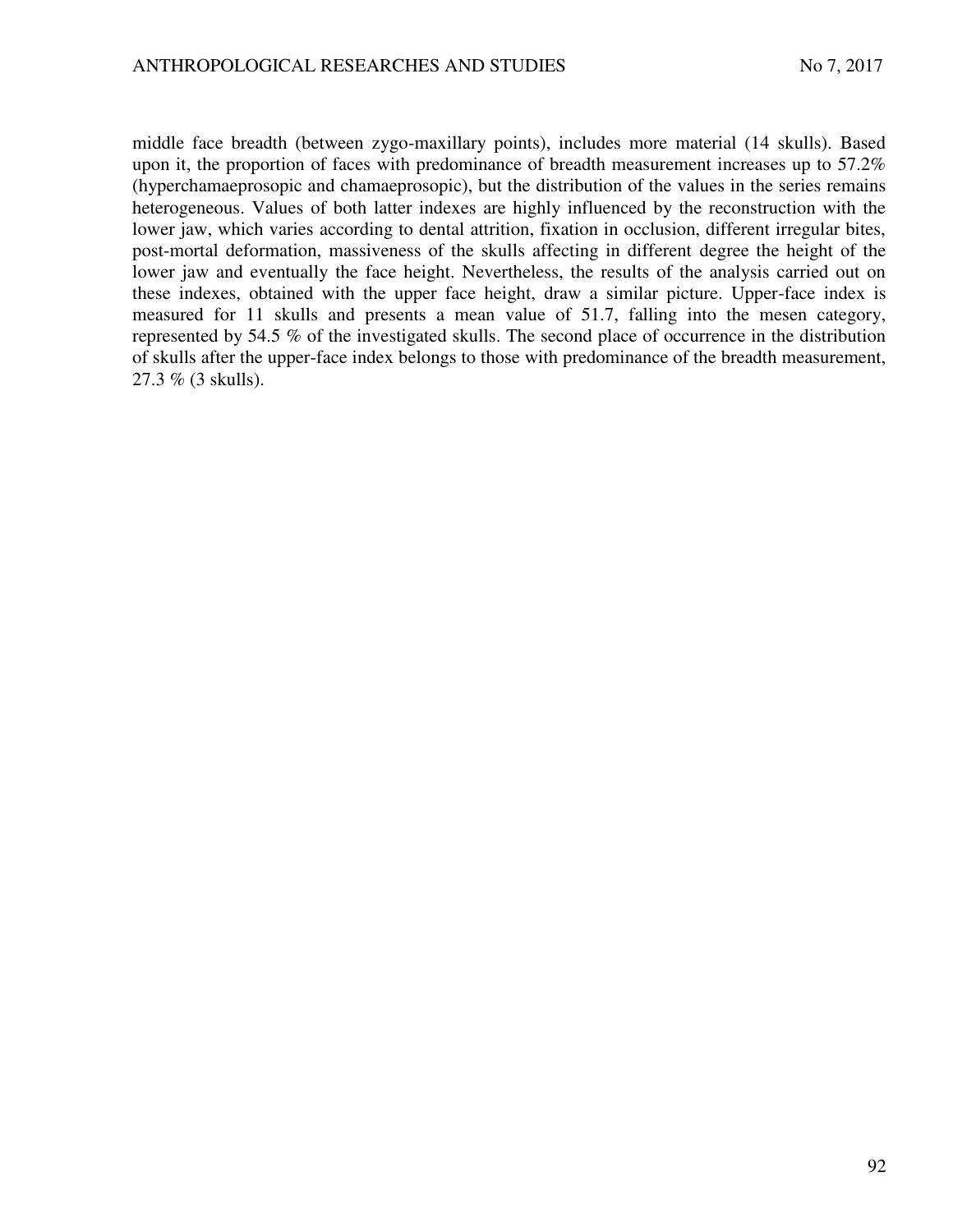middle face breadth (between zygo-maxillary points), includes more material (14 skulls). Based upon it, the proportion of faces with predominance of breadth measurement increases up to 57.2% (hyperchamaeprosopic and chamaeprosopic), but the distribution of the values in the series remains heterogeneous. Values of both latter indexes are highly influenced by the reconstruction with the lower jaw, which varies according to dental attrition, fixation in occlusion, different irregular bites, post-mortal deformation, massiveness of the skulls affecting in different degree the height of the lower jaw and eventually the face height. Nevertheless, the results of the analysis carried out on these indexes, obtained with the upper face height, draw a similar picture. Upper-face index is measured for 11 skulls and presents a mean value of 51.7, falling into the mesen category, represented by 54.5 % of the investigated skulls. The second place of occurrence in the distribution of skulls after the upper-face index belongs to those with predominance of the breadth measurement, 27.3 % (3 skulls).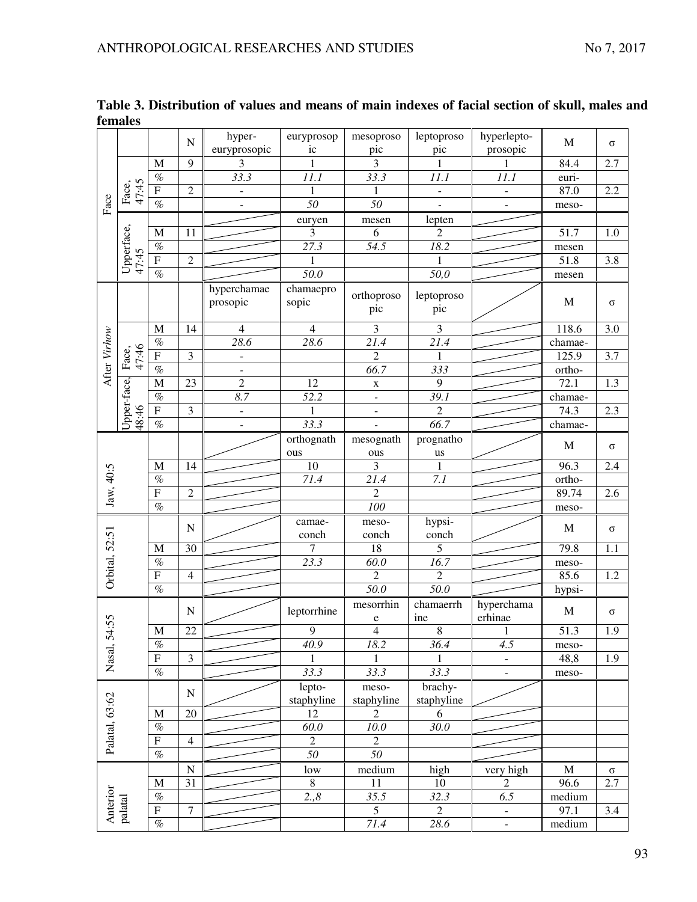**Table 3. Distribution of values and means of main indexes of facial section of skull, males and females**

| | | | N | hyper-euryprosopic | euryprosopic | mesoprosopic | leptoprosopic | hyperlepto-prosopic | M | σ |
|---|---|---|---|---|---|---|---|---|---|---|
| Face | Face, 47:45 | M | 9 | 3 | 1 | 3 | 1 | 1 | 84.4 | 2.7 |
| | | % | | *33.3* | *11.1* | *33.3* | *11.1* | *11.1* | euri- | |
| | | F | 2 | - | 1 | 1 | - | - | 87.0 | 2.2 |
| | | % | | - | *50* | *50* | - | - | meso- | |
| | | | | | euryen | mesen | lepten | | | |
| | Upperface, 47:45 | M | 11 | | 3 | 6 | 2 | | 51.7 | 1.0 |
| | | % | | | *27.3* | *54.5* | *18.2* | | mesen | |
| | | F | 2 | | 1 | | 1 | | 51.8 | 3.8 |
| | | % | | | *50.0* | | *50,0* | | mesen | |
| After *Virhow* | | | | hyperchamaeprosopic | chamaeprosopic | orthoprosopic | leptoprosopic | | M | σ |
| | Face, 47:46 | M | 14 | 4 | 4 | 3 | 3 | | 118.6 | 3.0 |
| | | % | | *28.6* | *28.6* | *21.4* | *21.4* | | chamae- | |
| | | F | 3 | - | | 2 | 1 | | 125.9 | 3.7 |
| | | % | | - | | *66.7* | *333* | | ortho- | |
| | Upper-face, 48:46 | M | 23 | 2 | 12 | x | 9 | | 72.1 | 1.3 |
| | | % | | *8.7* | *52.2* | - | *39.1* | | chamae- | |
| | | F | 3 | - | 1 | - | 2 | | 74.3 | 2.3 |
| | | % | | - | *33.3* | - | *66.7* | | chamae- | |
| Jaw, 40:5 | | | | | orthognathous | mesognathous | prognathous | | M | σ |
| | | M | 14 | | 10 | 3 | 1 | | 96.3 | 2.4 |
| | | % | | | *71.4* | *21.4* | *7.1* | | ortho- | |
| | | F | 2 | | | 2 | | | 89.74 | 2.6 |
| | | % | | | | *100* | | | meso- | |
| Orbital, 52:51 | | | N | | camae-conch | meso-conch | hypsi-conch | | M | σ |
| | | M | 30 | | 7 | 18 | 5 | | 79.8 | 1.1 |
| | | % | | | *23.3* | *60.0* | *16.7* | | meso- | |
| | | F | 4 | | | 2 | 2 | | 85.6 | 1.2 |
| | | % | | | | *50.0* | *50.0* | | hypsi- | |
| Nasal, 54:55 | | | N | | leptorrhine | mesorrhine | chamaerrhine | hyperchamaerhinae | M | σ |
| | | M | 22 | | 9 | 4 | 8 | 1 | 51.3 | 1.9 |
| | | % | | | *40.9* | *18.2* | *36.4* | *4.5* | meso- | |
| | | F | 3 | | 1 | 1 | 1 | - | 48,8 | 1.9 |
| | | % | | | *33.3* | *33.3* | *33.3* | - | meso- | |
| Palatal, 63:62 | | | N | | lepto-staphyline | meso-staphyline | brachy-staphyline | | | |
| | | M | 20 | | 12 | 2 | 6 | | | |
| | | % | | | *60.0* | *10.0* | *30.0* | | | |
| | | F | 4 | | 2 | 2 | | | | |
| | | % | | | *50* | *50* | | | | |
| Anterior palatal | | | N | | low | medium | high | very high | M | σ |
| | | M | 31 | | 8 | 11 | 10 | 2 | 96.6 | 2.7 |
| | | % | | | *2.,8* | *35.5* | *32.3* | *6.5* | medium | |
| | | F | 7 | | | 5 | 2 | - | 97.1 | 3.4 |
| | | % | | | | *71.4* | *28.6* | - | medium | |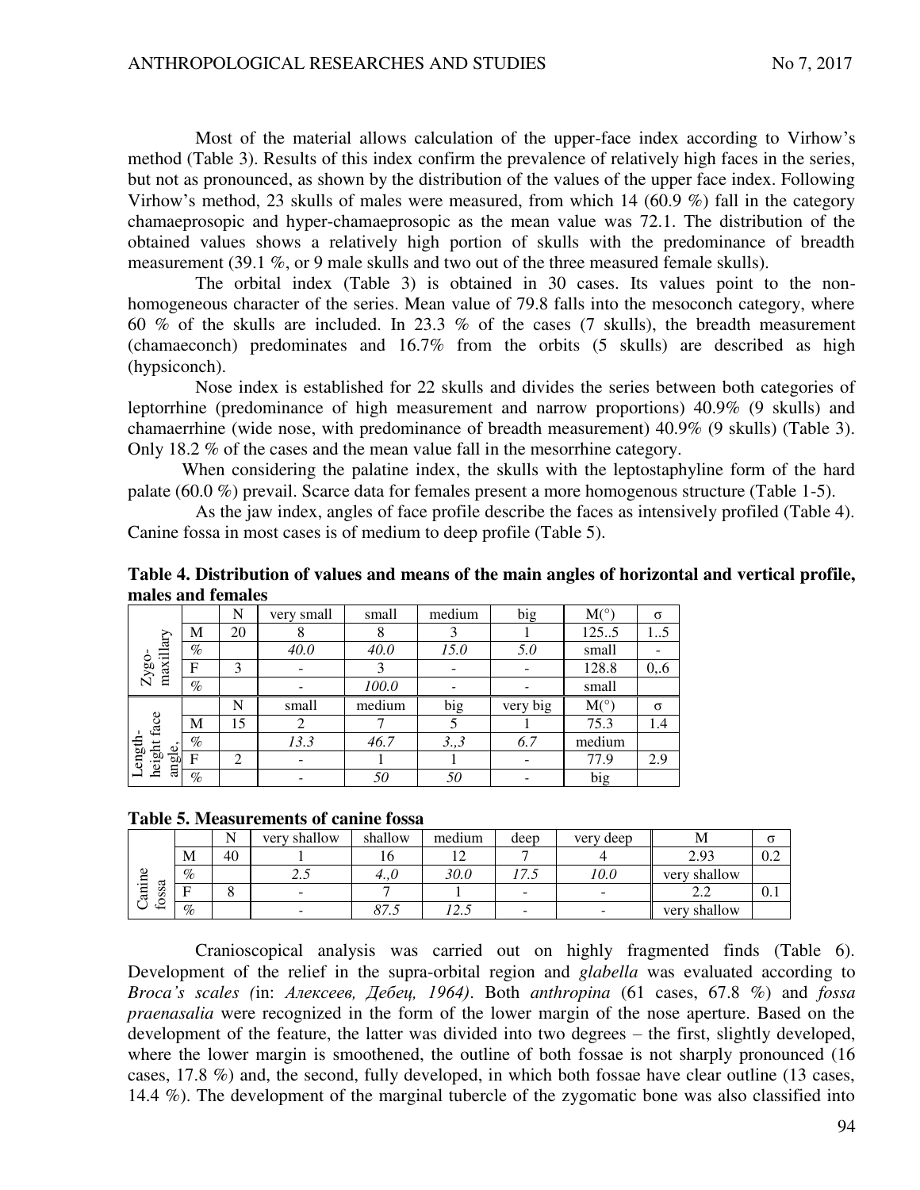Most of the material allows calculation of the upper-face index according to Virhow's method (Table 3). Results of this index confirm the prevalence of relatively high faces in the series, but not as pronounced, as shown by the distribution of the values of the upper face index. Following Virhow's method, 23 skulls of males were measured, from which 14 (60.9 %) fall in the category chamaeprosopic and hyper-chamaeprosopic as the mean value was 72.1. The distribution of the obtained values shows a relatively high portion of skulls with the predominance of breadth measurement (39.1 %, or 9 male skulls and two out of the three measured female skulls).

The orbital index (Table 3) is obtained in 30 cases. Its values point to the non-homogeneous character of the series. Mean value of 79.8 falls into the mesoconch category, where 60 % of the skulls are included. In 23.3 % of the cases (7 skulls), the breadth measurement (chamaeconch) predominates and 16.7% from the orbits (5 skulls) are described as high (hypsiconch).

Nose index is established for 22 skulls and divides the series between both categories of leptorrhine (predominance of high measurement and narrow proportions) 40.9% (9 skulls) and chamaerrhine (wide nose, with predominance of breadth measurement) 40.9% (9 skulls) (Table 3). Only 18.2 % of the cases and the mean value fall in the mesorrhine category.

When considering the palatine index, the skulls with the leptostaphyline form of the hard palate (60.0 %) prevail. Scarce data for females present a more homogenous structure (Table 1-5).

As the jaw index, angles of face profile describe the faces as intensively profiled (Table 4). Canine fossa in most cases is of medium to deep profile (Table 5).

**Table 4. Distribution of values and means of the main angles of horizontal and vertical profile, males and females**

| | | N | very small | small | medium | big | M(°) | σ |
|---|---|---|---|---|---|---|---|---|
| Zygo-maxillary | M | 20 | 8 | 8 | 3 | 1 | 125..5 | 1..5 |
| | % | | *40.0* | *40.0* | *15.0* | *5.0* | small | - |
| | F | 3 | - | 3 | - | - | 128.8 | 0,.6 |
| | % | | - | *100.0* | - | - | small | |
| | | N | small | medium | big | very big | M(°) | σ |
| Length-height face angle, | M | 15 | 2 | 7 | 5 | 1 | 75.3 | 1.4 |
| | % | | *13.3* | *46.7* | *3.,3* | *6.7* | medium | |
| | F | 2 | - | 1 | 1 | - | 77.9 | 2.9 |
| | % | | - | *50* | *50* | - | big | |

**Table 5. Measurements of canine fossa**

| | | N | very shallow | shallow | medium | deep | very deep | M | σ |
|---|---|---|---|---|---|---|---|---|---|
| Canine fossa | M | 40 | 1 | 16 | 12 | 7 | 4 | 2.93 | 0.2 |
| | % | | *2.5* | *4.,0* | *30.0* | *17.5* | *10.0* | very shallow | |
| | F | 8 | - | 7 | 1 | - | - | 2.2 | 0.1 |
| | % | | - | *87.5* | *12.5* | - | - | very shallow | |

Cranioscopical analysis was carried out on highly fragmented finds (Table 6). Development of the relief in the supra-orbital region and *glabella* was evaluated according to *Broca's scales (*in: *Алексеев, Дебец, 1964)*. Both *anthropina* (61 cases, 67.8 %) and *fossa praenasalia* were recognized in the form of the lower margin of the nose aperture. Based on the development of the feature, the latter was divided into two degrees – the first, slightly developed, where the lower margin is smoothened, the outline of both fossae is not sharply pronounced (16 cases, 17.8 %) and, the second, fully developed, in which both fossae have clear outline (13 cases, 14.4 %). The development of the marginal tubercle of the zygomatic bone was also classified into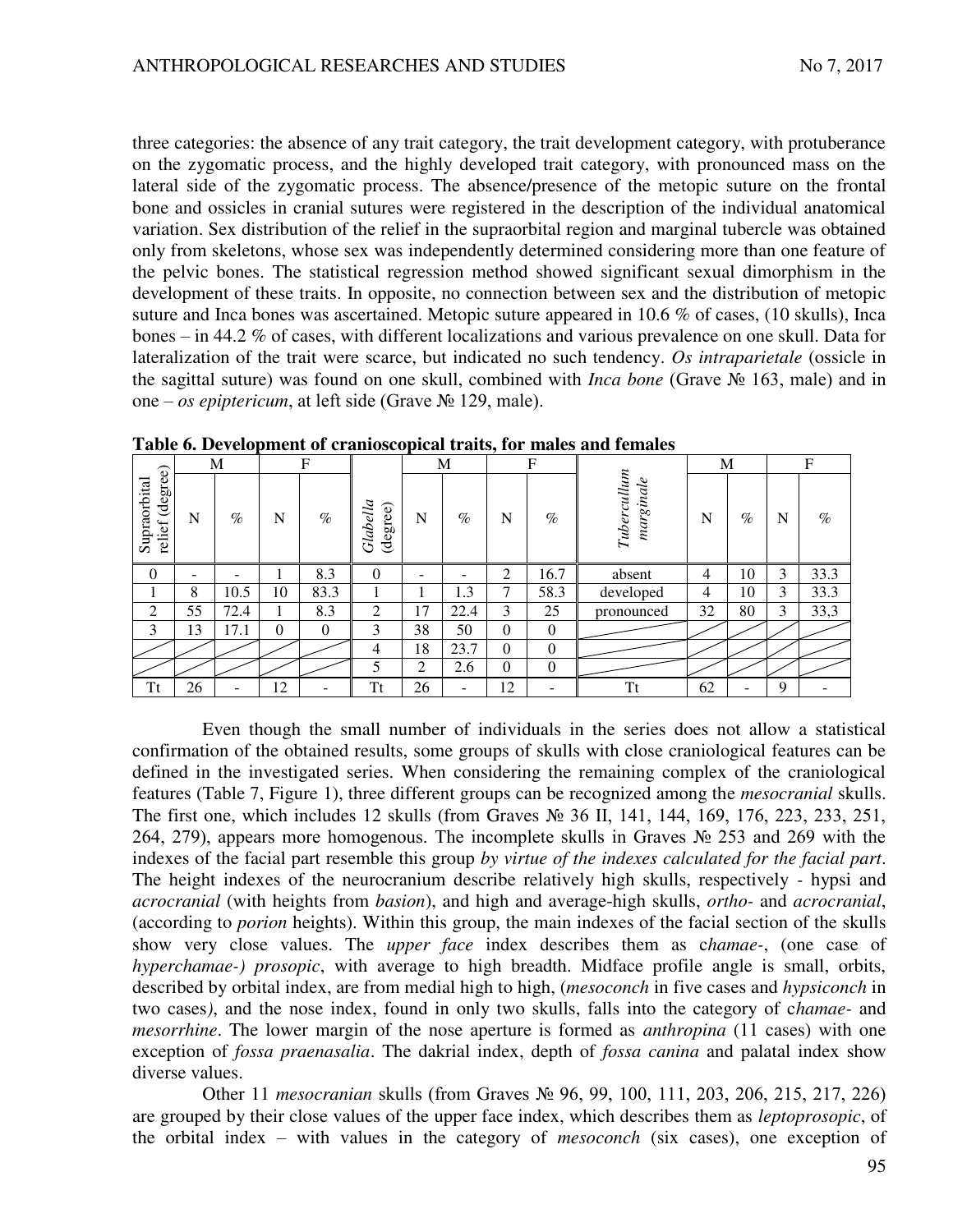three categories: the absence of any trait category, the trait development category, with protuberance on the zygomatic process, and the highly developed trait category, with pronounced mass on the lateral side of the zygomatic process. The absence/presence of the metopic suture on the frontal bone and ossicles in cranial sutures were registered in the description of the individual anatomical variation. Sex distribution of the relief in the supraorbital region and marginal tubercle was obtained only from skeletons, whose sex was independently determined considering more than one feature of the pelvic bones. The statistical regression method showed significant sexual dimorphism in the development of these traits. In opposite, no connection between sex and the distribution of metopic suture and Inca bones was ascertained. Metopic suture appeared in 10.6 % of cases, (10 skulls), Inca bones – in 44.2 % of cases, with different localizations and various prevalence on one skull. Data for lateralization of the trait were scarce, but indicated no such tendency. *Os intraparietale* (ossicle in the sagittal suture) was found on one skull, combined with *Inca bone* (Grave № 163, male) and in one – *os epiptericum*, at left side (Grave № 129, male).

**Table 6. Development of cranioscopical traits, for males and females**

| Supraorbital relief (degree) | M | | F | | *Glabella* (degree) | M | | F | | *Tuberculum marginale* | M | | F | |
|---|---|---|---|---|---|---|---|---|---|---|---|---|---|---|
| | N | % | N | % | | N | % | N | % | | N | % | N | % |
| 0 | - | - | 1 | 8.3 | 0 | - | - | 2 | 16.7 | absent | 4 | 10 | 3 | 33.3 |
| 1 | 8 | 10.5 | 10 | 83.3 | 1 | 1 | 1.3 | 7 | 58.3 | developed | 4 | 10 | 3 | 33.3 |
| 2 | 55 | 72.4 | 1 | 8.3 | 2 | 17 | 22.4 | 3 | 25 | pronounced | 32 | 80 | 3 | 33,3 |
| 3 | 13 | 17.1 | 0 | 0 | 3 | 38 | 50 | 0 | 0 | | | | | |
| | | | | | 4 | 18 | 23.7 | 0 | 0 | | | | | |
| | | | | | 5 | 2 | 2.6 | 0 | 0 | | | | | |
| Tt | 26 | - | 12 | - | Tt | 26 | - | 12 | - | Tt | 62 | - | 9 | - |

Even though the small number of individuals in the series does not allow a statistical confirmation of the obtained results, some groups of skulls with close craniological features can be defined in the investigated series. When considering the remaining complex of the craniological features (Table 7, Figure 1), three different groups can be recognized among the *mesocranial* skulls. The first one, which includes 12 skulls (from Graves № 36 II, 141, 144, 169, 176, 223, 233, 251, 264, 279), appears more homogenous. The incomplete skulls in Graves № 253 and 269 with the indexes of the facial part resemble this group *by virtue of the indexes calculated for the facial part*. The height indexes of the neurocranium describe relatively high skulls, respectively - hypsi and *acrocranial* (with heights from *basion*), and high and average-high skulls, *ortho-* and *acrocranial*, (according to *porion* heights). Within this group, the main indexes of the facial section of the skulls show very close values. The *upper face* index describes them as c*hamae-*, (one case of *hyperchamae-) prosopic*, with average to high breadth. Midface profile angle is small, orbits, described by orbital index, are from medial high to high, (*mesoconch* in five cases and *hypsiconch* in two cases*)*, and the nose index, found in only two skulls, falls into the category of c*hamae-* and *mesorrhine*. The lower margin of the nose aperture is formed as *anthropina* (11 cases) with one exception of *fossa praenasalia*. The dakrial index, depth of *fossa canina* and palatal index show diverse values.

Other 11 *mesocranian* skulls (from Graves № 96, 99, 100, 111, 203, 206, 215, 217, 226) are grouped by their close values of the upper face index, which describes them as *leptoprosopic*, of the orbital index – with values in the category of *mesoconch* (six cases), one exception of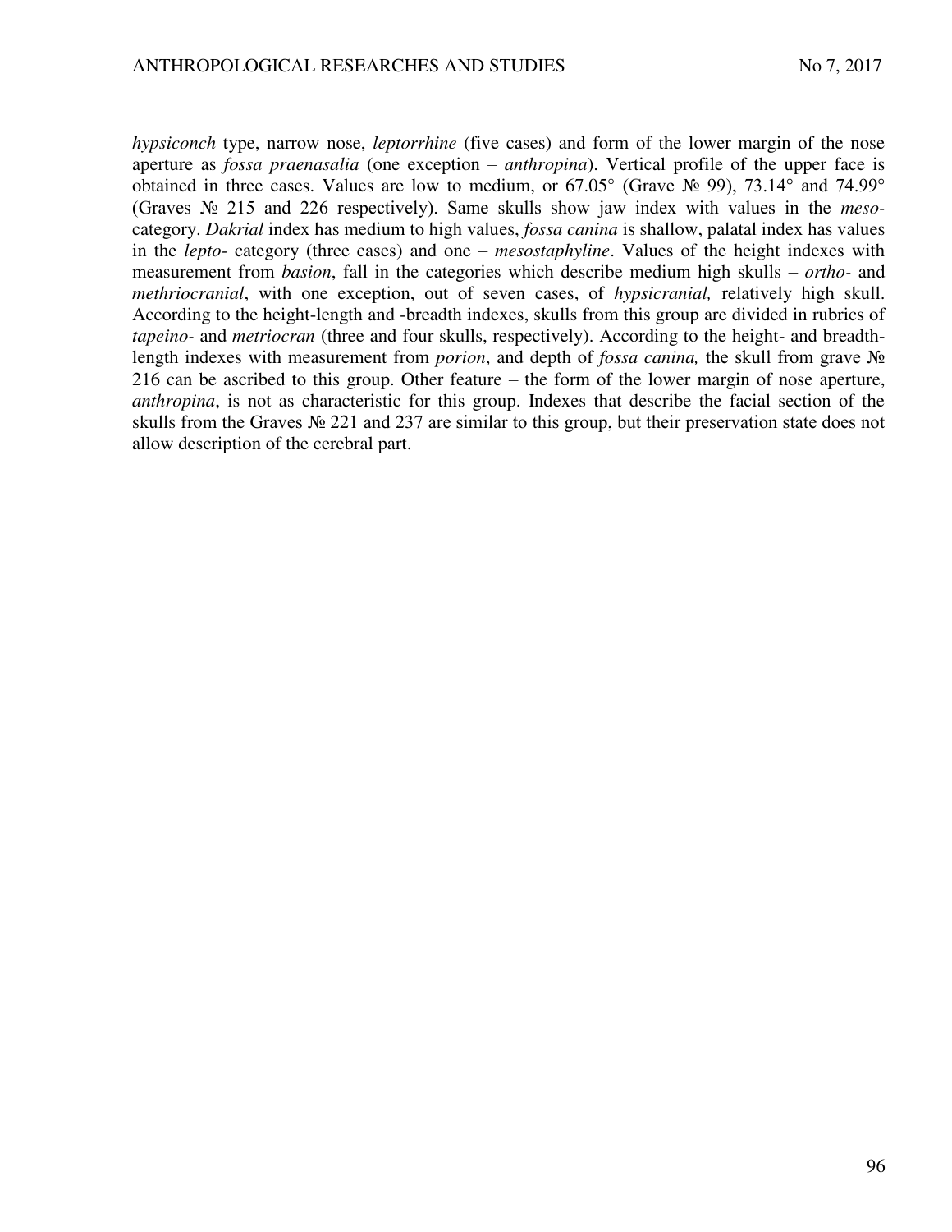*hypsiconch* type, narrow nose, *leptorrhine* (five cases) and form of the lower margin of the nose aperture as *fossa praenasalia* (one exception – *anthropina*). Vertical profile of the upper face is obtained in three cases. Values are low to medium, or 67.05° (Grave № 99), 73.14° and 74.99° (Graves № 215 and 226 respectively). Same skulls show jaw index with values in the *meso*-category. *Dakrial* index has medium to high values, *fossa canina* is shallow, palatal index has values in the *lepto*- category (three cases) and one – *mesostaphyline*. Values of the height indexes with measurement from *basion*, fall in the categories which describe medium high skulls – *ortho*- and *methriocranial*, with one exception, out of seven cases, of *hypsicranial,* relatively high skull. According to the height-length and -breadth indexes, skulls from this group are divided in rubrics of *tapeino*- and *metriocran* (three and four skulls, respectively). According to the height- and breadth-length indexes with measurement from *porion*, and depth of *fossa canina,* the skull from grave № 216 can be ascribed to this group. Other feature – the form of the lower margin of nose aperture, *anthropina*, is not as characteristic for this group. Indexes that describe the facial section of the skulls from the Graves № 221 and 237 are similar to this group, but their preservation state does not allow description of the cerebral part.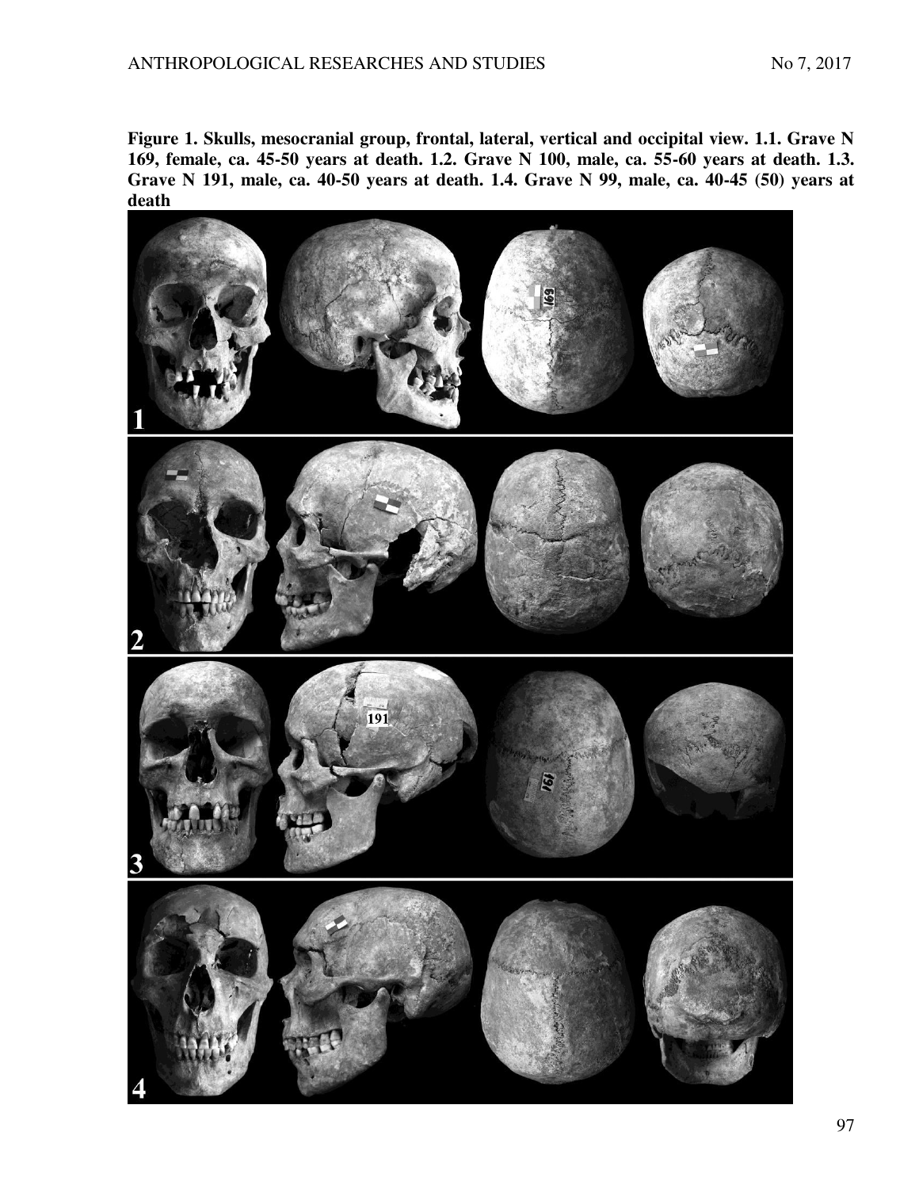**Figure 1. Skulls, mesocranial group, frontal, lateral, vertical and occipital view. 1.1. Grave N 169, female, ca. 45-50 years at death. 1.2. Grave N 100, male, ca. 55-60 years at death. 1.3. Grave N 191, male, ca. 40-50 years at death. 1.4. Grave N 99, male, ca. 40-45 (50) years at death**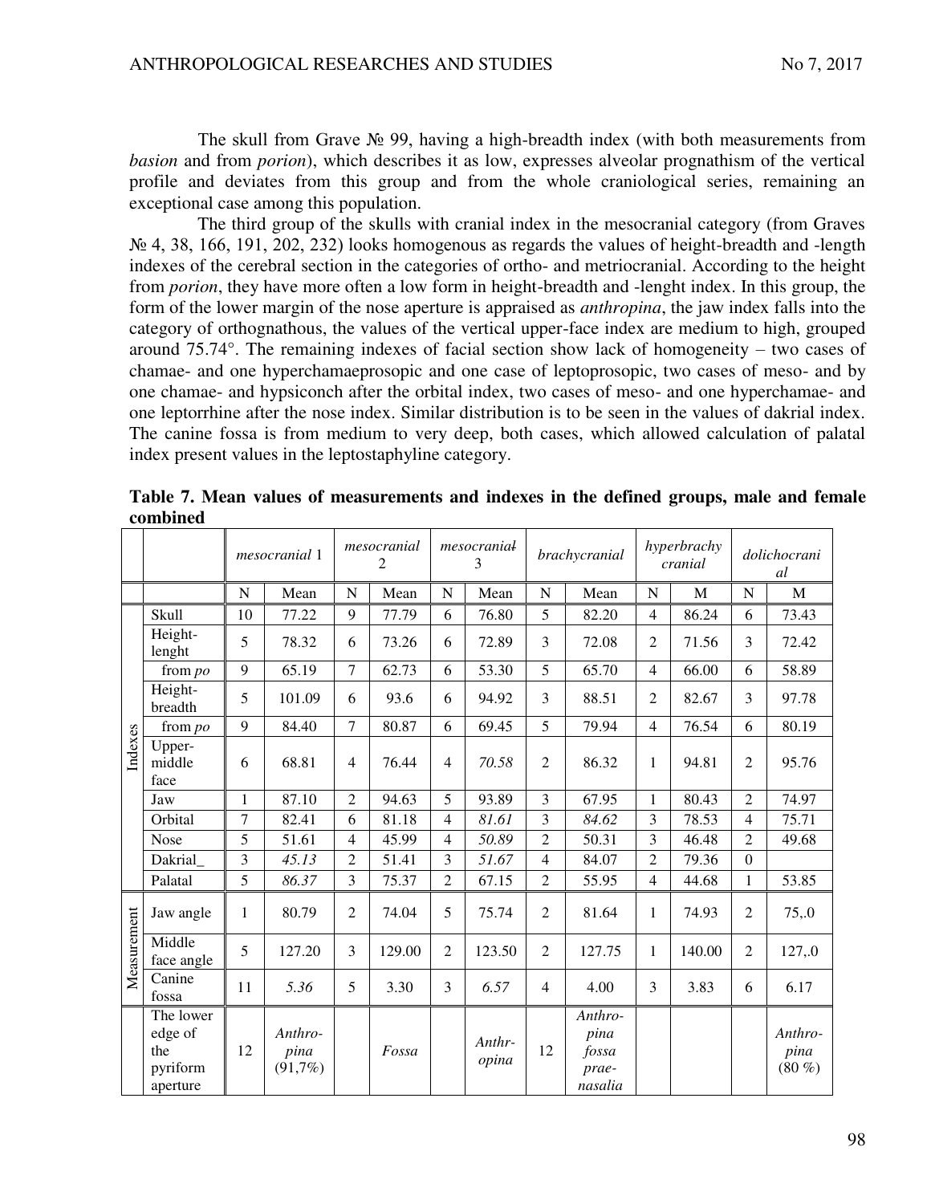The skull from Grave № 99, having a high-breadth index (with both measurements from *basion* and from *porion*), which describes it as low, expresses alveolar prognathism of the vertical profile and deviates from this group and from the whole craniological series, remaining an exceptional case among this population.

The third group of the skulls with cranial index in the mesocranial category (from Graves № 4, 38, 166, 191, 202, 232) looks homogenous as regards the values of height-breadth and -length indexes of the cerebral section in the categories of ortho- and metriocranial. According to the height from *porion*, they have more often a low form in height-breadth and -lenght index. In this group, the form of the lower margin of the nose aperture is appraised as *anthropina*, the jaw index falls into the category of orthognathous, the values of the vertical upper-face index are medium to high, grouped around 75.74°. The remaining indexes of facial section show lack of homogeneity – two cases of chamae- and one hyperchamaeprosopic and one case of leptoprosopic, two cases of meso- and by one chamae- and hypsiconch after the orbital index, two cases of meso- and one hyperchamae- and one leptorrhine after the nose index. Similar distribution is to be seen in the values of dakrial index. The canine fossa is from medium to very deep, both cases, which allowed calculation of palatal index present values in the leptostaphyline category.

**Table 7. Mean values of measurements and indexes in the defined groups, male and female combined**

| | | *mesocranial* 1 | | *mesocranial* 2 | | *mesocranial* 3 | | *brachycranial* | | *hyperbrachy cranial* | | *dolichocranial* | |
|---|---|---|---|---|---|---|---|---|---|---|---|---|---|
| | | N | Mean | N | Mean | N | Mean | N | Mean | N | M | N | M |
| Indexes | Skull | 10 | 77.22 | 9 | 77.79 | 6 | 76.80 | 5 | 82.20 | 4 | 86.24 | 6 | 73.43 |
| | Height-lenght | 5 | 78.32 | 6 | 73.26 | 6 | 72.89 | 3 | 72.08 | 2 | 71.56 | 3 | 72.42 |
| | from *po* | 9 | 65.19 | 7 | 62.73 | 6 | 53.30 | 5 | 65.70 | 4 | 66.00 | 6 | 58.89 |
| | Height-breadth | 5 | 101.09 | 6 | 93.6 | 6 | 94.92 | 3 | 88.51 | 2 | 82.67 | 3 | 97.78 |
| | from *po* | 9 | 84.40 | 7 | 80.87 | 6 | 69.45 | 5 | 79.94 | 4 | 76.54 | 6 | 80.19 |
| | Upper-middle face | 6 | 68.81 | 4 | 76.44 | 4 | *70.58* | 2 | 86.32 | 1 | 94.81 | 2 | 95.76 |
| | Jaw | 1 | 87.10 | 2 | 94.63 | 5 | 93.89 | 3 | 67.95 | 1 | 80.43 | 2 | 74.97 |
| | Orbital | 7 | 82.41 | 6 | 81.18 | 4 | *81.61* | 3 | *84.62* | 3 | 78.53 | 4 | 75.71 |
| | Nose | 5 | 51.61 | 4 | 45.99 | 4 | *50.89* | 2 | 50.31 | 3 | 46.48 | 2 | 49.68 |
| | Dakrial_ | 3 | *45.13* | 2 | 51.41 | 3 | *51.67* | 4 | 84.07 | 2 | 79.36 | 0 | |
| | Palatal | 5 | *86.37* | 3 | 75.37 | 2 | 67.15 | 2 | 55.95 | 4 | 44.68 | 1 | 53.85 |
| Measurement | Jaw angle | 1 | 80.79 | 2 | 74.04 | 5 | 75.74 | 2 | 81.64 | 1 | 74.93 | 2 | 75,.0 |
| | Middle face angle | 5 | 127.20 | 3 | 129.00 | 2 | 123.50 | 2 | 127.75 | 1 | 140.00 | 2 | 127,.0 |
| | Canine fossa | 11 | *5.36* | 5 | 3.30 | 3 | *6.57* | 4 | 4.00 | 3 | 3.83 | 6 | 6.17 |
| | The lower edge of the pyriform aperture | 12 | *Anthro-pina (91,7%)* | | *Fossa* | | *Anthr-opina* | 12 | *Anthro-pina fossa prae-nasalia* | | | | *Anthro-pina (80 %)* |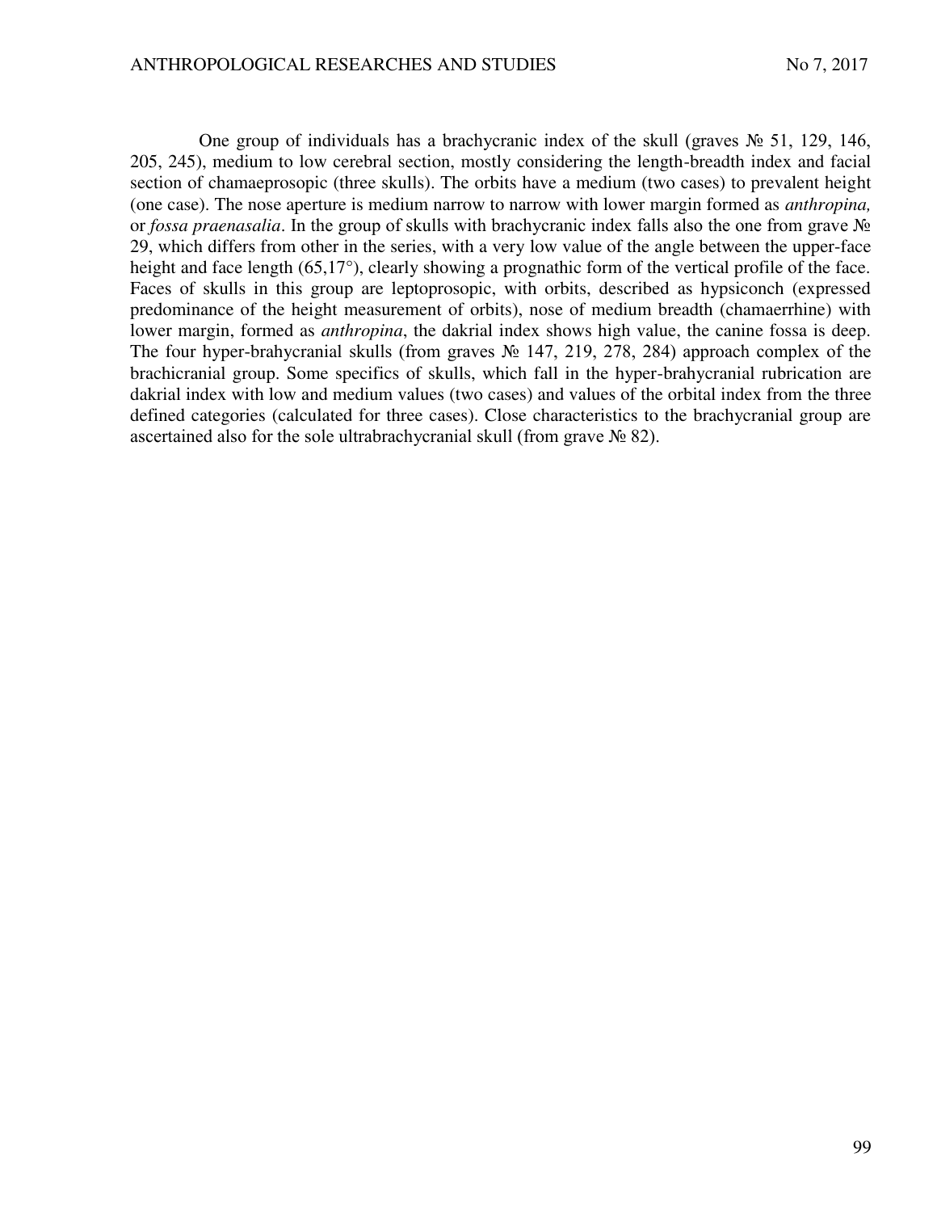One group of individuals has a brachycranic index of the skull (graves № 51, 129, 146, 205, 245), medium to low cerebral section, mostly considering the length-breadth index and facial section of chamaeprosopic (three skulls). The orbits have a medium (two cases) to prevalent height (one case). The nose aperture is medium narrow to narrow with lower margin formed as *anthropina,* or *fossa praenasalia*. In the group of skulls with brachycranic index falls also the one from grave № 29, which differs from other in the series, with a very low value of the angle between the upper-face height and face length (65,17°), clearly showing a prognathic form of the vertical profile of the face. Faces of skulls in this group are leptoprosopic, with orbits, described as hypsiconch (expressed predominance of the height measurement of orbits), nose of medium breadth (chamaerrhine) with lower margin, formed as *anthropina*, the dakrial index shows high value, the canine fossa is deep. The four hyper-brahycranial skulls (from graves № 147, 219, 278, 284) approach complex of the brachicranial group. Some specifics of skulls, which fall in the hyper-brahycranial rubrication are dakrial index with low and medium values (two cases) and values of the orbital index from the three defined categories (calculated for three cases). Close characteristics to the brachycranial group are ascertained also for the sole ultrabrachycranial skull (from grave № 82).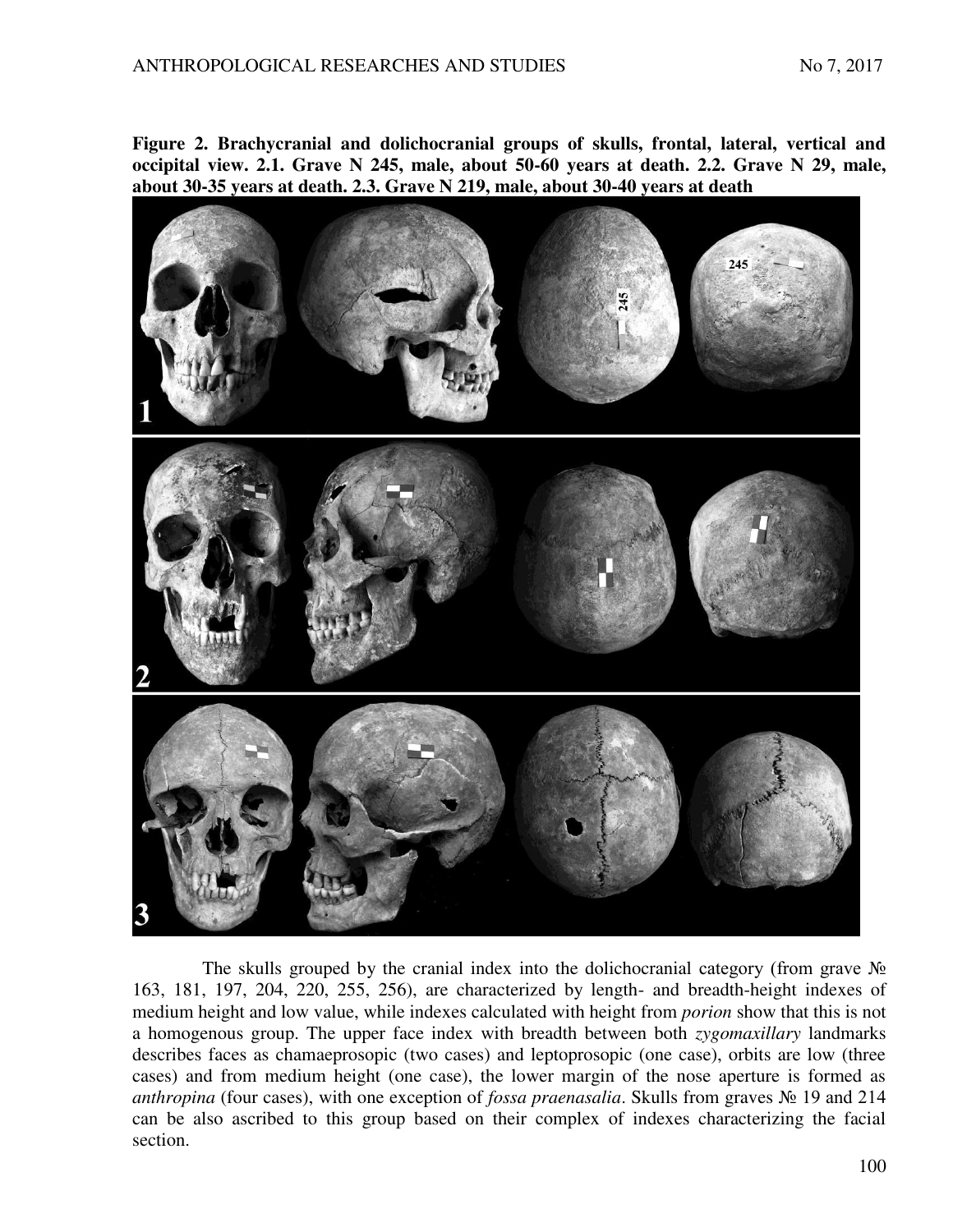**Figure 2. Brachycranial and dolichocranial groups of skulls, frontal, lateral, vertical and occipital view. 2.1. Grave N 245, male, about 50-60 years at death. 2.2. Grave N 29, male, about 30-35 years at death. 2.3. Grave N 219, male, about 30-40 years at death**

The skulls grouped by the cranial index into the dolichocranial category (from grave № 163, 181, 197, 204, 220, 255, 256), are characterized by length- and breadth-height indexes of medium height and low value, while indexes calculated with height from *porion* show that this is not a homogenous group. The upper face index with breadth between both *zygomaxillary* landmarks describes faces as chamaeprosopic (two cases) and leptoprosopic (one case), orbits are low (three cases) and from medium height (one case), the lower margin of the nose aperture is formed as *anthropina* (four cases), with one exception of *fossa praenasalia*. Skulls from graves № 19 and 214 can be also ascribed to this group based on their complex of indexes characterizing the facial section.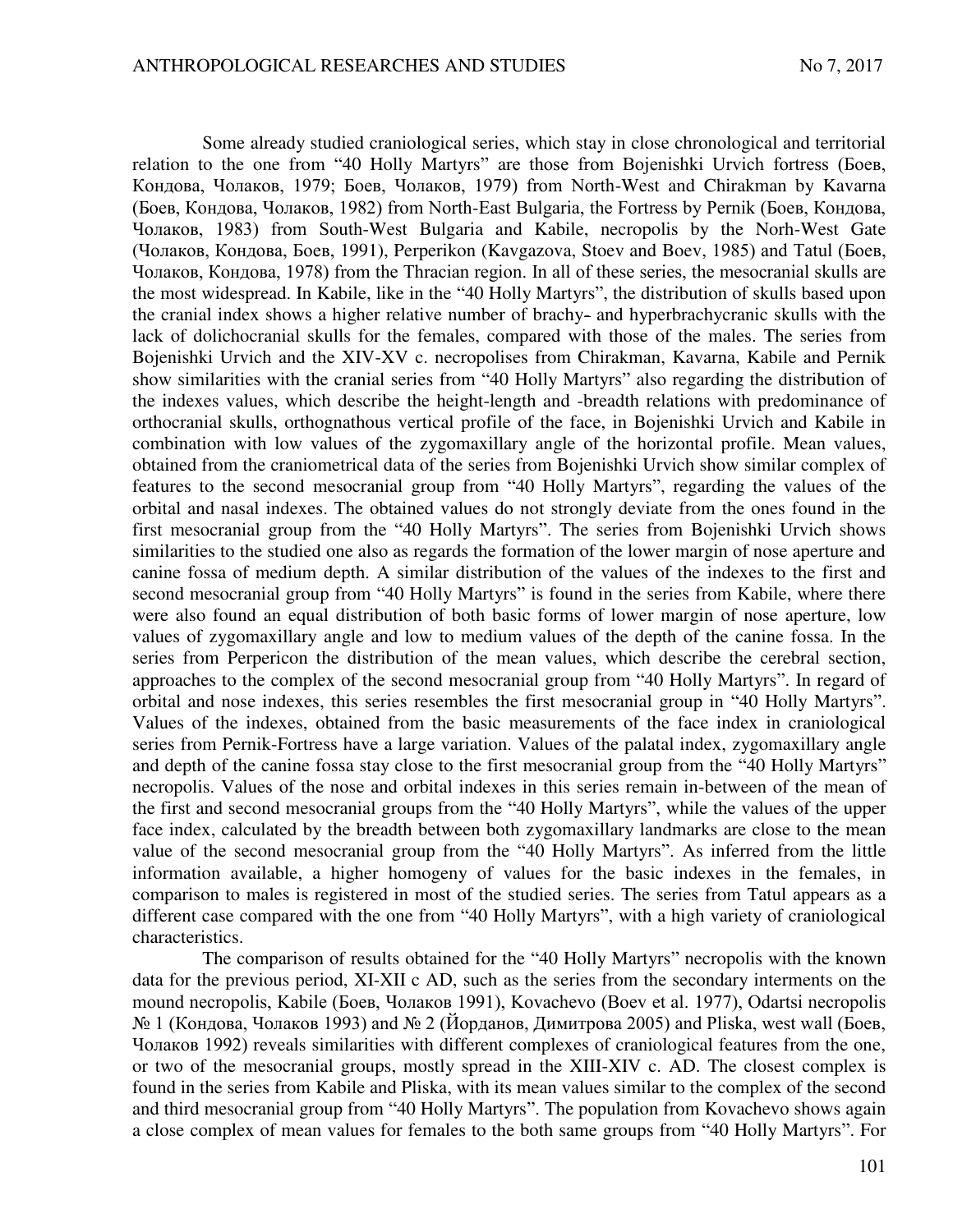Some already studied craniological series, which stay in close chronological and territorial relation to the one from "40 Holly Martyrs" are those from Bojenishki Urvich fortress (Боев, Кондова, Чолаков, 1979; Боев, Чолаков, 1979) from North-West and Chirakman by Kavarna (Боев, Кондова, Чолаков, 1982) from North-East Bulgaria, the Fortress by Pernik (Боев, Кондова, Чолаков, 1983) from South-West Bulgaria and Kabile, necropolis by the Norh-West Gate (Чолаков, Кондова, Боев, 1991), Perperikon (Kavgazova, Stoev and Boev, 1985) and Tatul (Боев, Чолаков, Кондова, 1978) from the Thracian region. In all of these series, the mesocranial skulls are the most widespread. In Kabile, like in the "40 Holly Martyrs", the distribution of skulls based upon the cranial index shows a higher relative number of brachy- and hyperbrachycranic skulls with the lack of dolichocranial skulls for the females, compared with those of the males. The series from Bojenishki Urvich and the XIV-XV c. necropolises from Chirakman, Kavarna, Kabile and Pernik show similarities with the cranial series from "40 Holly Martyrs" also regarding the distribution of the indexes values, which describe the height-length and -breadth relations with predominance of orthocranial skulls, orthognathous vertical profile of the face, in Bojenishki Urvich and Kabile in combination with low values of the zygomaxillary angle of the horizontal profile. Mean values, obtained from the craniometrical data of the series from Bojenishki Urvich show similar complex of features to the second mesocranial group from "40 Holly Martyrs", regarding the values of the orbital and nasal indexes. The obtained values do not strongly deviate from the ones found in the first mesocranial group from the "40 Holly Martyrs". The series from Bojenishki Urvich shows similarities to the studied one also as regards the formation of the lower margin of nose aperture and canine fossa of medium depth. A similar distribution of the values of the indexes to the first and second mesocranial group from "40 Holly Martyrs" is found in the series from Kabile, where there were also found an equal distribution of both basic forms of lower margin of nose aperture, low values of zygomaxillary angle and low to medium values of the depth of the canine fossa. In the series from Perpericon the distribution of the mean values, which describe the cerebral section, approaches to the complex of the second mesocranial group from "40 Holly Martyrs". In regard of orbital and nose indexes, this series resembles the first mesocranial group in "40 Holly Martyrs". Values of the indexes, obtained from the basic measurements of the face index in craniological series from Pernik-Fortress have a large variation. Values of the palatal index, zygomaxillary angle and depth of the canine fossa stay close to the first mesocranial group from the "40 Holly Martyrs" necropolis. Values of the nose and orbital indexes in this series remain in-between of the mean of the first and second mesocranial groups from the "40 Holly Martyrs", while the values of the upper face index, calculated by the breadth between both zygomaxillary landmarks are close to the mean value of the second mesocranial group from the "40 Holly Martyrs". As inferred from the little information available, a higher homogeny of values for the basic indexes in the females, in comparison to males is registered in most of the studied series. The series from Tatul appears as a different case compared with the one from "40 Holly Martyrs", with a high variety of craniological characteristics.

The comparison of results obtained for the "40 Holly Martyrs" necropolis with the known data for the previous period, XI-XII c AD, such as the series from the secondary interments on the mound necropolis, Kabile (Боев, Чолаков 1991), Kovachevo (Boev et al. 1977), Odartsi necropolis № 1 (Кондова, Чолаков 1993) and № 2 (Йорданов, Димитрова 2005) and Pliska, west wall (Боев, Чолаков 1992) reveals similarities with different complexes of craniological features from the one, or two of the mesocranial groups, mostly spread in the XIII-XIV c. AD. The closest complex is found in the series from Kabile and Pliska, with its mean values similar to the complex of the second and third mesocranial group from "40 Holly Martyrs". The population from Kovachevo shows again a close complex of mean values for females to the both same groups from "40 Holly Martyrs". For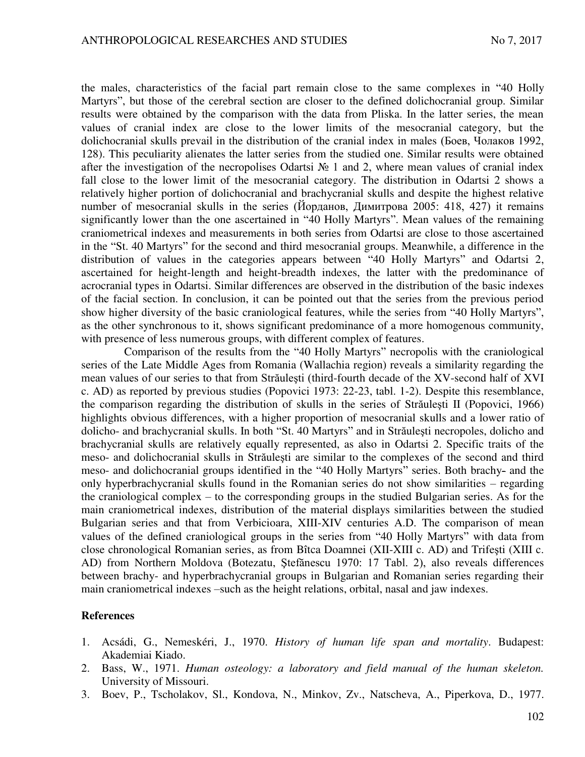the males, characteristics of the facial part remain close to the same complexes in "40 Holly Martyrs", but those of the cerebral section are closer to the defined dolichocranial group. Similar results were obtained by the comparison with the data from Pliska. In the latter series, the mean values of cranial index are close to the lower limits of the mesocranial category, but the dolichocranial skulls prevail in the distribution of the cranial index in males (Боев, Чолаков 1992, 128). This peculiarity alienates the latter series from the studied one. Similar results were obtained after the investigation of the necropolises Odartsi № 1 and 2, where mean values of cranial index fall close to the lower limit of the mesocranial category. The distribution in Odartsi 2 shows a relatively higher portion of dolichocranial and brachycranial skulls and despite the highest relative number of mesocranial skulls in the series (Йорданов, Димитрова 2005: 418, 427) it remains significantly lower than the one ascertained in "40 Holly Martyrs". Mean values of the remaining craniometrical indexes and measurements in both series from Odartsi are close to those ascertained in the "St. 40 Martyrs" for the second and third mesocranial groups. Meanwhile, a difference in the distribution of values in the categories appears between "40 Holly Martyrs" and Odartsi 2, ascertained for height-length and height-breadth indexes, the latter with the predominance of acrocranial types in Odartsi. Similar differences are observed in the distribution of the basic indexes of the facial section. In conclusion, it can be pointed out that the series from the previous period show higher diversity of the basic craniological features, while the series from "40 Holly Martyrs", as the other synchronous to it, shows significant predominance of a more homogenous community, with presence of less numerous groups, with different complex of features.

Comparison of the results from the "40 Holly Martyrs" necropolis with the craniological series of the Late Middle Ages from Romania (Wallachia region) reveals a similarity regarding the mean values of our series to that from Străuleşti (third-fourth decade of the XV-second half of XVI c. AD) as reported by previous studies (Popovici 1973: 22-23, tabl. 1-2). Despite this resemblance, the comparison regarding the distribution of skulls in the series of Străuleşti II (Popovici, 1966) highlights obvious differences, with a higher proportion of mesocranial skulls and a lower ratio of dolicho- and brachycranial skulls. In both "St. 40 Martyrs" and in Străuleşti necropoles, dolicho and brachycranial skulls are relatively equally represented, as also in Odartsi 2. Specific traits of the meso- and dolichocranial skulls in Străuleşti are similar to the complexes of the second and third meso- and dolichocranial groups identified in the "40 Holly Martyrs" series. Both brachy- and the only hyperbrachycranial skulls found in the Romanian series do not show similarities – regarding the craniological complex – to the corresponding groups in the studied Bulgarian series. As for the main craniometrical indexes, distribution of the material displays similarities between the studied Bulgarian series and that from Verbicioara, XIII-XIV centuries A.D. The comparison of mean values of the defined craniological groups in the series from "40 Holly Martyrs" with data from close chronological Romanian series, as from Bîtca Doamnei (XII-XIII c. AD) and Trifeşti (XIII c. AD) from Northern Moldova (Botezatu, Ştefănescu 1970: 17 Tabl. 2), also reveals differences between brachy- and hyperbrachycranial groups in Bulgarian and Romanian series regarding their main craniometrical indexes –such as the height relations, orbital, nasal and jaw indexes.

## References

1. Acsádi, G., Nemeskéri, J., 1970. *History of human life span and mortality*. Budapest: Akademiai Kiado.
2. Bass, W., 1971. *Human osteology: a laboratory and field manual of the human skeleton.* University of Missouri.
3. Boev, P., Tscholakov, Sl., Kondova, N., Minkov, Zv., Natscheva, A., Piperkova, D., 1977.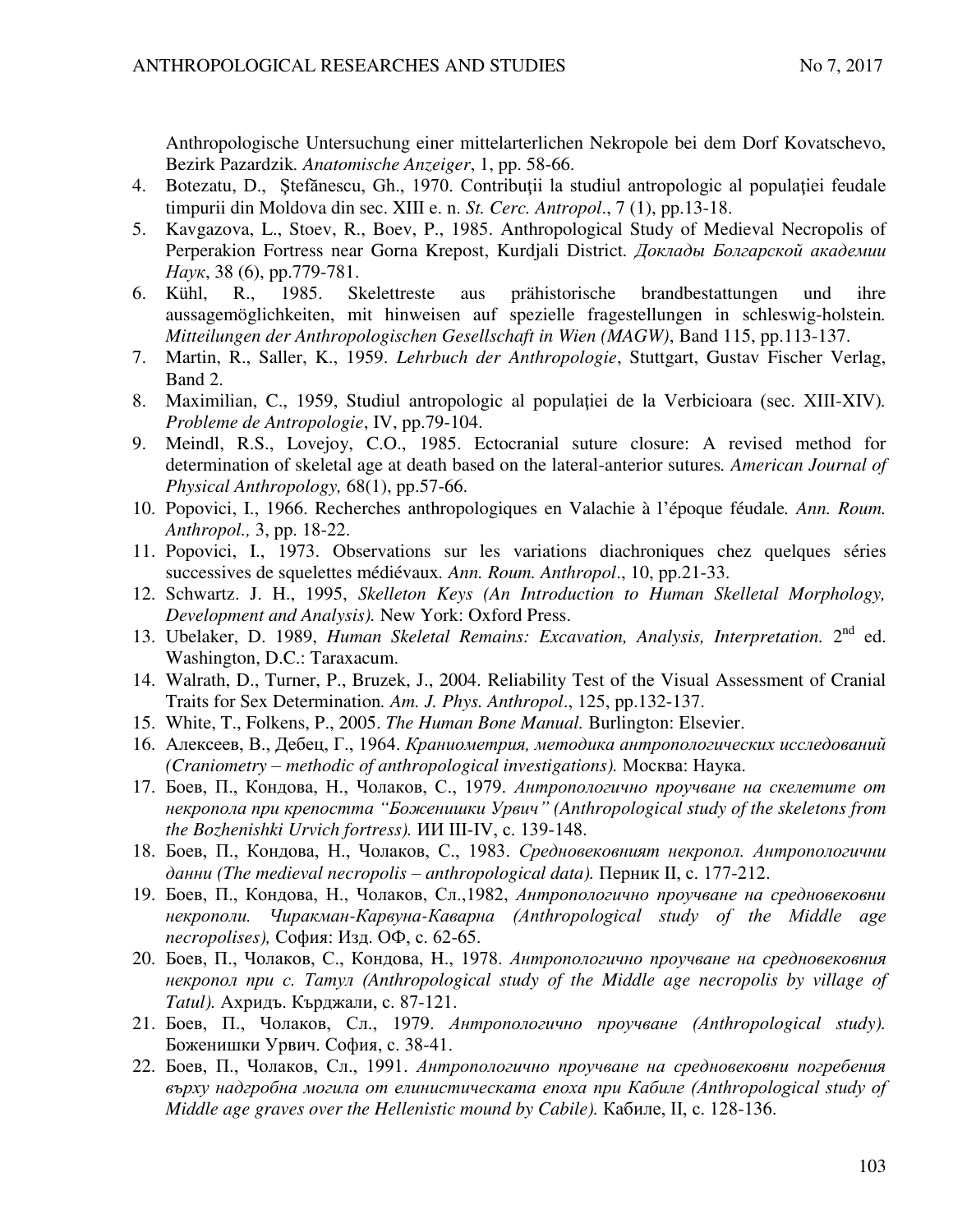Anthropologische Untersuchung einer mittelarterlichen Nekropole bei dem Dorf Kovatschevo, Bezirk Pazardzik. *Anatomische Anzeiger*, 1, pp. 58-66.

4. Botezatu, D., Ştefănescu, Gh., 1970. Contribuţii la studiul antropologic al populaţiei feudale timpurii din Moldova din sec. XIII e. n. *St. Cerc. Antropol*., 7 (1), pp.13-18.
5. Kavgazova, L., Stoev, R., Boev, P., 1985. Anthropological Study of Medieval Necropolis of Perperakion Fortress near Gorna Krepost, Kurdjali District. *Доклады Болгарской академии Наук*, 38 (6), pp.779-781.
6. Kühl, R., 1985. Skelettreste aus prähistorische brandbestattungen und ihre aussagemöglichkeiten, mit hinweisen auf spezielle fragestellungen in schleswig-holstein. *Mitteilungen der Anthropologischen Gesellschaft in Wien (MAGW)*, Band 115, pp.113-137.
7. Martin, R., Saller, K., 1959. *Lehrbuch der Anthropologie*, Stuttgart, Gustav Fischer Verlag, Band 2.
8. Maximilian, C., 1959, Studiul antropologic al populaţiei de la Verbicioara (sec. XIII-XIV). *Probleme de Antropologie*, IV, pp.79-104.
9. Meindl, R.S., Lovejoy, C.O., 1985. Ectocranial suture closure: A revised method for determination of skeletal age at death based on the lateral-anterior sutures. *American Journal of Physical Anthropology,* 68(1), pp.57-66.
10. Popovici, I., 1966. Recherches anthropologiques en Valachie à l'époque féudale. *Ann. Roum. Anthropol.,* 3, pp. 18-22.
11. Popovici, I., 1973. Observations sur les variations diachroniques chez quelques séries successives de squelettes médiévaux. *Ann. Roum. Anthropol*., 10, pp.21-33.
12. Schwartz. J. H., 1995, *Skelleton Keys (An Introduction to Human Skelletal Morphology, Development and Analysis).* New York: Oxford Press.
13. Ubelaker, D. 1989, *Human Skeletal Remains: Excavation, Analysis, Interpretation.* 2nd ed. Washington, D.C.: Taraxacum.
14. Walrath, D., Turner, P., Bruzek, J., 2004. Reliability Test of the Visual Assessment of Cranial Traits for Sex Determination. *Am. J. Phys. Anthropol*., 125, pp.132-137.
15. White, T., Folkens, P., 2005. *The Human Bone Manual.* Burlington: Elsevier.
16. Алексеев, В., Дебец, Г., 1964. *Краниометрия, методика антропологических исследований (Craniometry – methodic of anthropological investigations).* Москва: Наука.
17. Боев, П., Кондова, Н., Чолаков, С., 1979. *Антропологично проучване на скелетите от некропола при крепостта "Боженишки Урвич" (Anthropological study of the skeletons from the Bozhenishki Urvich fortress).* ИИ III-IV, с. 139-148.
18. Боев, П., Кондова, Н., Чолаков, С., 1983. *Средновековният некропол. Антропологични данни (The medieval necropolis – anthropological data).* Перник II, с. 177-212.
19. Боев, П., Кондова, Н., Чолаков, Сл.,1982, *Антропологично проучване на средновековни некрополи. Чиракман-Карвуна-Каварна (Anthropological study of the Middle age necropolises),* София: Изд. ОФ, с. 62-65.
20. Боев, П., Чолаков, С., Кондова, Н., 1978. *Антропологично проучване на средновековния некропол при с. Татул (Anthropological study of the Middle age necropolis by village of Tatul).* Ахридъ. Кърджали, с. 87-121.
21. Боев, П., Чолаков, Сл., 1979. *Антропологично проучване (Anthropological study).* Боженишки Урвич. София, с. 38-41.
22. Боев, П., Чолаков, Сл., 1991. *Антропологично проучване на средновековни погребения върху надгробна могила от елинистическата епоха при Кабиле (Anthropological study of Middle age graves over the Hellenistic mound by Cabile).* Кабиле, II, с. 128-136.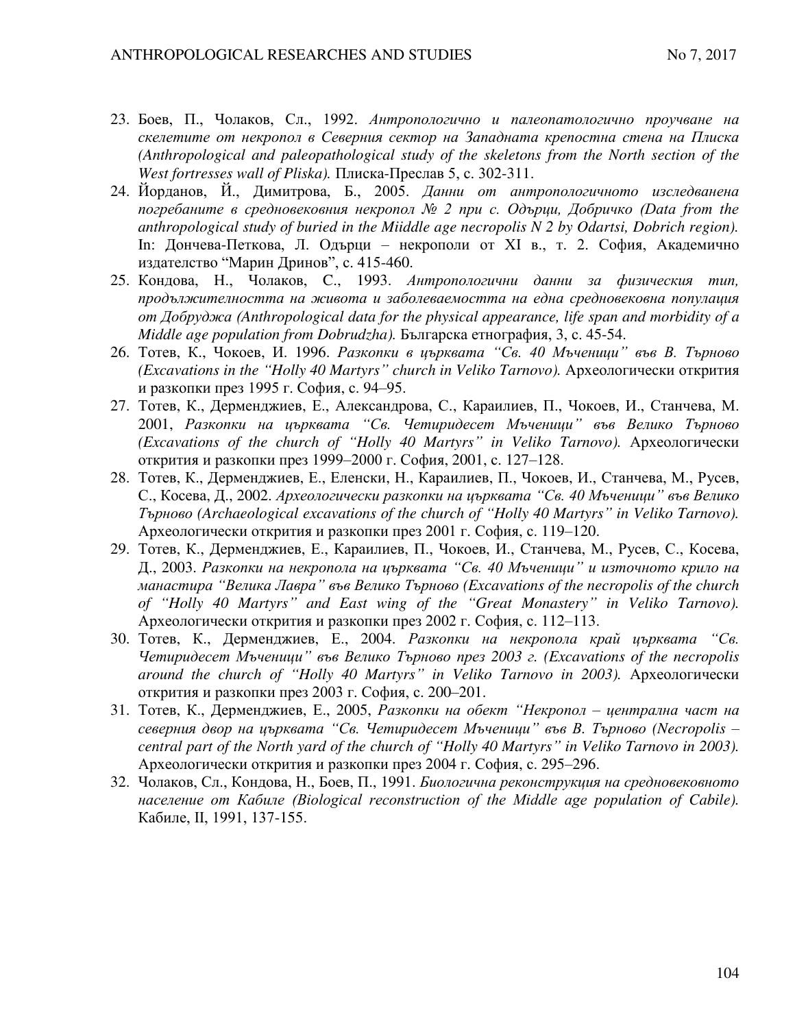23. Боев, П., Чолаков, Сл., 1992. *Антропологично и палеопатологично проучване на скелетите от некропол в Северния сектор на Западната крепостна стена на Плиска (Anthropological and paleopathological study of the skeletons from the North section of the West fortresses wall of Pliska).* Плиска-Преслав 5, с. 302-311.
24. Йорданов, Й., Димитрова, Б., 2005. *Данни от антропологичното изследванена погребаните в средновековния некропол № 2 при с. Одърци, Добричко (Data from the anthropological study of buried in the Miiddle age necropolis N 2 by Odartsi, Dobrich region).* In: Дончева-Петкова, Л. Одърци – некрополи от XI в., т. 2. София, Академично издателство "Марин Дринов", с. 415-460.
25. Кондова, Н., Чолаков, С., 1993. *Антропологични данни за физическия тип, продължителността на живота и заболеваемостта на една средновековна популация от Добруджа (Anthropological data for the physical appearance, life span and morbidity of a Middle age population from Dobrudzha).* Българска етнография, 3, с. 45-54.
26. Тотев, К., Чокоев, И. 1996. *Разкопки в църквата "Св. 40 Мъченици" във В. Търново (Excavations in the "Holly 40 Martyrs" church in Veliko Tarnovo).* Археологически открития и разкопки през 1995 г. София, с. 94–95.
27. Тотев, К., Дерменджиев, Е., Александрова, С., Караилиев, П., Чокоев, И., Станчева, М. 2001, *Разкопки на църквата "Св. Четиридесет Мъченици" във Велико Търново (Excavations of the church of "Holly 40 Martyrs" in Veliko Tarnovo).* Археологически открития и разкопки през 1999–2000 г. София, 2001, с. 127–128.
28. Тотев, К., Дерменджиев, Е., Еленски, Н., Караилиев, П., Чокоев, И., Станчева, М., Русев, С., Косева, Д., 2002. *Археологически разкопки на църквата "Св. 40 Мъченици" във Велико Търново (Archaeological excavations of the church of "Holly 40 Martyrs" in Veliko Tarnovo).* Археологически открития и разкопки през 2001 г. София, с. 119–120.
29. Тотев, К., Дерменджиев, Е., Караилиев, П., Чокоев, И., Станчева, М., Русев, С., Косева, Д., 2003. *Разкопки на некропола на църквата "Св. 40 Мъченици" и източното крило на манастира "Велика Лавра" във Велико Търново (Excavations of the necropolis of the church of "Holly 40 Martyrs" and East wing of the "Great Monastery" in Veliko Tarnovo).* Археологически открития и разкопки през 2002 г. София, с. 112–113.
30. Тотев, К., Дерменджиев, Е., 2004. *Разкопки на некропола край църквата "Св. Четиридесет Мъченици" във Велико Търново през 2003 г. (Excavations of the necropolis around the church of "Holly 40 Martyrs" in Veliko Tarnovo in 2003).* Археологически открития и разкопки през 2003 г. София, с. 200–201.
31. Тотев, К., Дерменджиев, Е., 2005, *Разкопки на обект "Некропол – централна част на северния двор на църквата "Св. Четиридесет Мъченици" във В. Търново (Necropolis – central part of the North yard of the church of "Holly 40 Martyrs" in Veliko Tarnovo in 2003).* Археологически открития и разкопки през 2004 г. София, с. 295–296.
32. Чолаков, Сл., Кондова, Н., Боев, П., 1991. *Биологична реконструкция на средновековното население от Кабиле (Biological reconstruction of the Middle age population of Cabile).* Кабиле, II, 1991, 137-155.